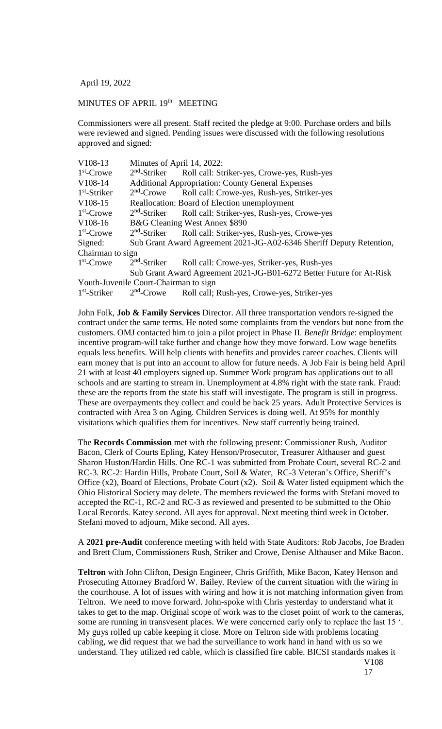April 19, 2022

MINUTES OF APRIL 19th MEETING

Commissioners were all present. Staff recited the pledge at 9:00. Purchase orders and bills were reviewed and signed. Pending issues were discussed with the following resolutions approved and signed:

| | | |
|---|---|---|
| V108-13 | Minutes of April 14, 2022: | |
| 1st-Crowe | 2nd-Striker | Roll call: Striker-yes, Crowe-yes, Rush-yes |
| V108-14 | Additional Appropriation: County General Expenses | |
| 1st-Striker | 2nd-Crowe | Roll call: Crowe-yes, Rush-yes, Striker-yes |
| V108-15 | Reallocation: Board of Election unemployment | |
| 1st-Crowe | 2nd-Striker | Roll call: Striker-yes, Rush-yes, Crowe-yes |
| V108-16 | B&G Cleaning West Annex $890 | |
| 1st-Crowe | 2nd-Striker | Roll call: Striker-yes, Rush-yes, Crowe-yes |
| Signed: | Sub Grant Award Agreement 2021-JG-A02-6346 Sheriff Deputy Retention, Chairman to sign | |
| 1st-Crowe | 2nd-Striker | Roll call: Crowe-yes, Striker-yes, Rush-yes |
| | Sub Grant Award Agreement 2021-JG-B01-6272 Better Future for At-Risk Youth-Juvenile Court-Chairman to sign | |
| 1st-Striker | 2nd-Crowe | Roll call; Rush-yes, Crowe-yes, Striker-yes |

John Folk, **Job & Family Services** Director. All three transportation vendors re-signed the contract under the same terms. He noted some complaints from the vendors but none from the customers. OMJ contacted him to join a pilot project in Phase II. *Benefit Bridge*: employment incentive program-will take further and change how they move forward. Low wage benefits equals less benefits. Will help clients with benefits and provides career coaches. Clients will earn money that is put into an account to allow for future needs. A Job Fair is being held April 21 with at least 40 employers signed up. Summer Work program has applications out to all schools and are starting to stream in. Unemployment at 4.8% right with the state rank. Fraud: these are the reports from the state his staff will investigate. The program is still in progress. These are overpayments they collect and could be back 25 years. Adult Protective Services is contracted with Area 3 on Aging. Children Services is doing well. At 95% for monthly visitations which qualifies them for incentives. New staff currently being trained.

The **Records Commission** met with the following present: Commissioner Rush, Auditor Bacon, Clerk of Courts Epling, Katey Henson/Prosecutor, Treasurer Althauser and guest Sharon Huston/Hardin Hills. One RC-1 was submitted from Probate Court, several RC-2 and RC-3. RC-2: Hardin Hills, Probate Court, Soil & Water, RC-3 Veteran's Office, Sheriff's Office (x2), Board of Elections, Probate Court (x2). Soil & Water listed equipment which the Ohio Historical Society may delete. The members reviewed the forms with Stefani moved to accepted the RC-1, RC-2 and RC-3 as reviewed and presented to be submitted to the Ohio Local Records. Katey second. All ayes for approval. Next meeting third week in October. Stefani moved to adjourn, Mike second. All ayes.

A **2021 pre-Audit** conference meeting with held with State Auditors: Rob Jacobs, Joe Braden and Brett Clum, Commissioners Rush, Striker and Crowe, Denise Althauser and Mike Bacon.

**Teltron** with John Clifton, Design Engineer, Chris Griffith, Mike Bacon, Katey Henson and Prosecuting Attorney Bradford W. Bailey. Review of the current situation with the wiring in the courthouse. A lot of issues with wiring and how it is not matching information given from Teltron. We need to move forward. John-spoke with Chris yesterday to understand what it takes to get to the map. Original scope of work was to the closet point of work to the cameras, some are running in transvesent places. We were concerned early only to replace the last 15 '. My guys rolled up cable keeping it close. More on Teltron side with problems locating cabling, we did request that we had the surveillance to work hand in hand with us so we understand. They utilized red cable, which is classified fire cable. BICSI standards makes it

V108
17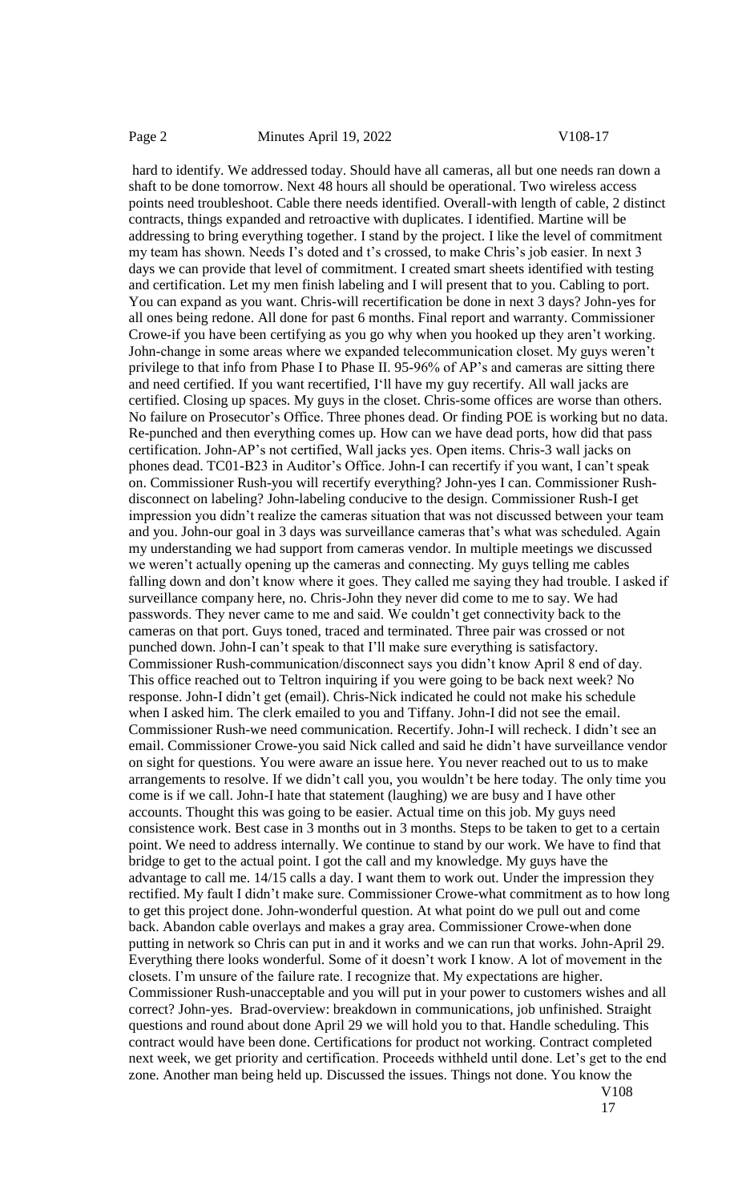hard to identify. We addressed today. Should have all cameras, all but one needs ran down a shaft to be done tomorrow. Next 48 hours all should be operational. Two wireless access points need troubleshoot. Cable there needs identified. Overall-with length of cable, 2 distinct contracts, things expanded and retroactive with duplicates. I identified. Martine will be addressing to bring everything together. I stand by the project. I like the level of commitment my team has shown. Needs I's doted and t's crossed, to make Chris's job easier. In next 3 days we can provide that level of commitment. I created smart sheets identified with testing and certification. Let my men finish labeling and I will present that to you. Cabling to port. You can expand as you want. Chris-will recertification be done in next 3 days? John-yes for all ones being redone. All done for past 6 months. Final report and warranty. Commissioner Crowe-if you have been certifying as you go why when you hooked up they aren't working. John-change in some areas where we expanded telecommunication closet. My guys weren't privilege to that info from Phase I to Phase II. 95-96% of AP's and cameras are sitting there and need certified. If you want recertified, I'll have my guy recertify. All wall jacks are certified. Closing up spaces. My guys in the closet. Chris-some offices are worse than others. No failure on Prosecutor's Office. Three phones dead. Or finding POE is working but no data. Re-punched and then everything comes up. How can we have dead ports, how did that pass certification. John-AP's not certified, Wall jacks yes. Open items. Chris-3 wall jacks on phones dead. TC01-B23 in Auditor's Office. John-I can recertify if you want, I can't speak on. Commissioner Rush-you will recertify everything? John-yes I can. Commissioner Rush-disconnect on labeling? John-labeling conducive to the design. Commissioner Rush-I get impression you didn't realize the cameras situation that was not discussed between your team and you. John-our goal in 3 days was surveillance cameras that's what was scheduled. Again my understanding we had support from cameras vendor. In multiple meetings we discussed we weren't actually opening up the cameras and connecting. My guys telling me cables falling down and don't know where it goes. They called me saying they had trouble. I asked if surveillance company here, no. Chris-John they never did come to me to say. We had passwords. They never came to me and said. We couldn't get connectivity back to the cameras on that port. Guys toned, traced and terminated. Three pair was crossed or not punched down. John-I can't speak to that I'll make sure everything is satisfactory. Commissioner Rush-communication/disconnect says you didn't know April 8 end of day. This office reached out to Teltron inquiring if you were going to be back next week? No response. John-I didn't get (email). Chris-Nick indicated he could not make his schedule when I asked him. The clerk emailed to you and Tiffany. John-I did not see the email. Commissioner Rush-we need communication. Recertify. John-I will recheck. I didn't see an email. Commissioner Crowe-you said Nick called and said he didn't have surveillance vendor on sight for questions. You were aware an issue here. You never reached out to us to make arrangements to resolve. If we didn't call you, you wouldn't be here today. The only time you come is if we call. John-I hate that statement (laughing) we are busy and I have other accounts. Thought this was going to be easier. Actual time on this job. My guys need consistence work. Best case in 3 months out in 3 months. Steps to be taken to get to a certain point. We need to address internally. We continue to stand by our work. We have to find that bridge to get to the actual point. I got the call and my knowledge. My guys have the advantage to call me. 14/15 calls a day. I want them to work out. Under the impression they rectified. My fault I didn't make sure. Commissioner Crowe-what commitment as to how long to get this project done. John-wonderful question. At what point do we pull out and come back. Abandon cable overlays and makes a gray area. Commissioner Crowe-when done putting in network so Chris can put in and it works and we can run that works. John-April 29. Everything there looks wonderful. Some of it doesn't work I know. A lot of movement in the closets. I'm unsure of the failure rate. I recognize that. My expectations are higher. Commissioner Rush-unacceptable and you will put in your power to customers wishes and all correct? John-yes. Brad-overview: breakdown in communications, job unfinished. Straight questions and round about done April 29 we will hold you to that. Handle scheduling. This contract would have been done. Certifications for product not working. Contract completed next week, we get priority and certification. Proceeds withheld until done. Let's get to the end zone. Another man being held up. Discussed the issues. Things not done. You know the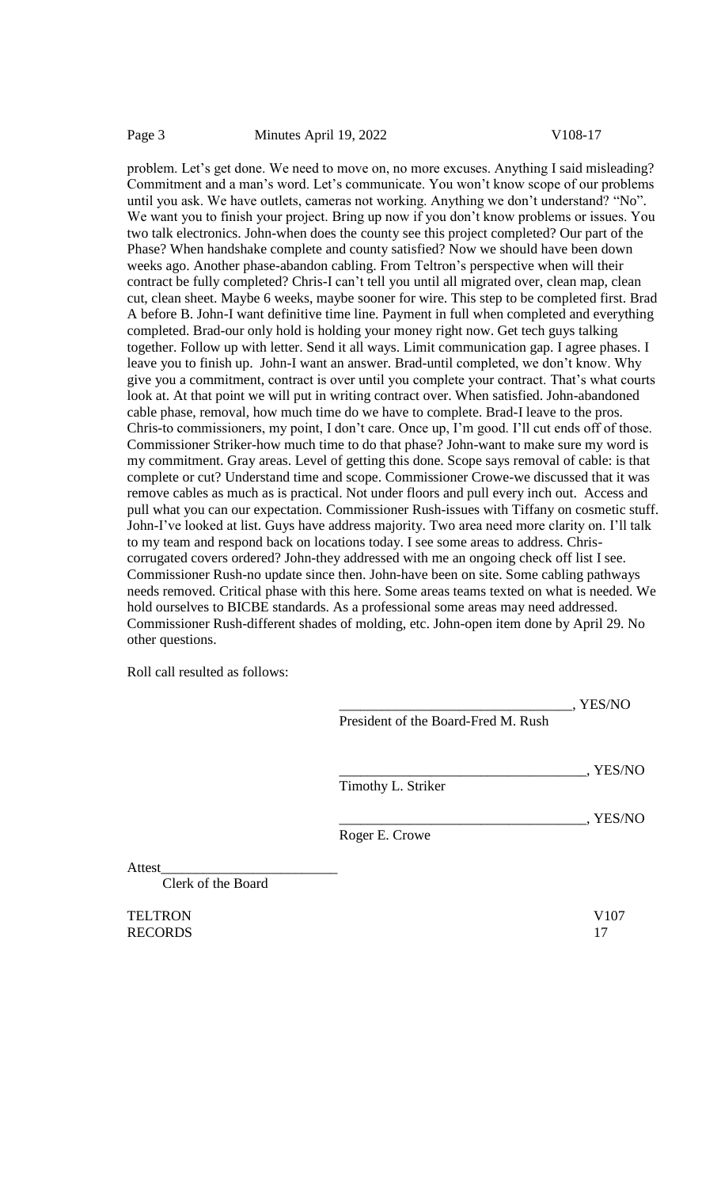problem. Let's get done. We need to move on, no more excuses. Anything I said misleading? Commitment and a man's word. Let's communicate. You won't know scope of our problems until you ask. We have outlets, cameras not working. Anything we don't understand? "No". We want you to finish your project. Bring up now if you don't know problems or issues. You two talk electronics. John-when does the county see this project completed? Our part of the Phase? When handshake complete and county satisfied? Now we should have been down weeks ago. Another phase-abandon cabling. From Teltron's perspective when will their contract be fully completed? Chris-I can't tell you until all migrated over, clean map, clean cut, clean sheet. Maybe 6 weeks, maybe sooner for wire. This step to be completed first. Brad A before B. John-I want definitive time line. Payment in full when completed and everything completed. Brad-our only hold is holding your money right now. Get tech guys talking together. Follow up with letter. Send it all ways. Limit communication gap. I agree phases. I leave you to finish up. John-I want an answer. Brad-until completed, we don't know. Why give you a commitment, contract is over until you complete your contract. That's what courts look at. At that point we will put in writing contract over. When satisfied. John-abandoned cable phase, removal, how much time do we have to complete. Brad-I leave to the pros. Chris-to commissioners, my point, I don't care. Once up, I'm good. I'll cut ends off of those. Commissioner Striker-how much time to do that phase? John-want to make sure my word is my commitment. Gray areas. Level of getting this done. Scope says removal of cable: is that complete or cut? Understand time and scope. Commissioner Crowe-we discussed that it was remove cables as much as is practical. Not under floors and pull every inch out. Access and pull what you can our expectation. Commissioner Rush-issues with Tiffany on cosmetic stuff. John-I've looked at list. Guys have address majority. Two area need more clarity on. I'll talk to my team and respond back on locations today. I see some areas to address. Chris-corrugated covers ordered? John-they addressed with me an ongoing check off list I see. Commissioner Rush-no update since then. John-have been on site. Some cabling pathways needs removed. Critical phase with this here. Some areas teams texted on what is needed. We hold ourselves to BICBE standards. As a professional some areas may need addressed. Commissioner Rush-different shades of molding, etc. John-open item done by April 29. No other questions.

Roll call resulted as follows:

_________________________________, YES/NO
President of the Board-Fred M. Rush

_________________________________, YES/NO
Timothy L. Striker

_________________________________, YES/NO
Roger E. Crowe

Attest_________________________
Clerk of the Board

TELTRON RECORDS

V107 17